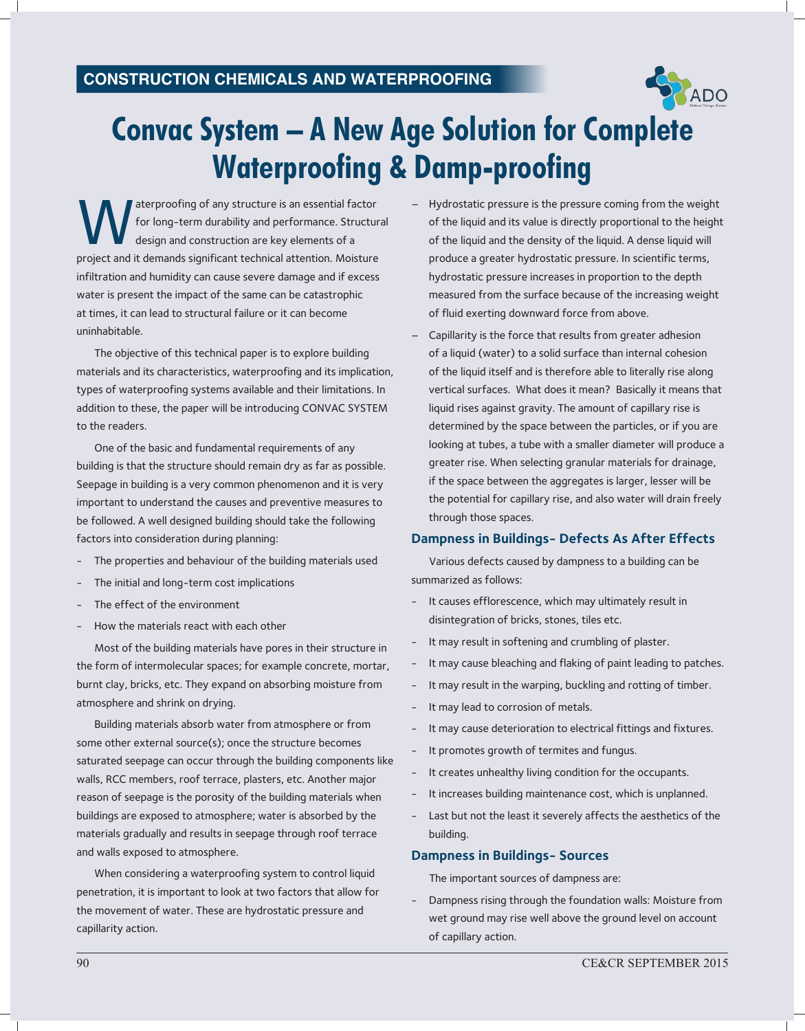CONSTRUCTION CHEMICALS AND WATERPROOFING

# Convac System – A New Age Solution for Complete Waterproofing & Damp-proofing

Waterproofing of any structure is an essential factor for long-term durability and performance. Structural design and construction are key elements of a project and it demands significant technical attention. Moisture infiltration and humidity can cause severe damage and if excess water is present the impact of the same can be catastrophic at times, it can lead to structural failure or it can become uninhabitable.

The objective of this technical paper is to explore building materials and its characteristics, waterproofing and its implication, types of waterproofing systems available and their limitations. In addition to these, the paper will be introducing CONVAC SYSTEM to the readers.

One of the basic and fundamental requirements of any building is that the structure should remain dry as far as possible. Seepage in building is a very common phenomenon and it is very important to understand the causes and preventive measures to be followed. A well designed building should take the following factors into consideration during planning:

- The properties and behaviour of the building materials used
- The initial and long-term cost implications
- The effect of the environment
- How the materials react with each other

Most of the building materials have pores in their structure in the form of intermolecular spaces; for example concrete, mortar, burnt clay, bricks, etc. They expand on absorbing moisture from atmosphere and shrink on drying.

Building materials absorb water from atmosphere or from some other external source(s); once the structure becomes saturated seepage can occur through the building components like walls, RCC members, roof terrace, plasters, etc. Another major reason of seepage is the porosity of the building materials when buildings are exposed to atmosphere; water is absorbed by the materials gradually and results in seepage through roof terrace and walls exposed to atmosphere.

When considering a waterproofing system to control liquid penetration, it is important to look at two factors that allow for the movement of water. These are hydrostatic pressure and capillarity action.

- Hydrostatic pressure is the pressure coming from the weight of the liquid and its value is directly proportional to the height of the liquid and the density of the liquid. A dense liquid will produce a greater hydrostatic pressure. In scientific terms, hydrostatic pressure increases in proportion to the depth measured from the surface because of the increasing weight of fluid exerting downward force from above.
- Capillarity is the force that results from greater adhesion of a liquid (water) to a solid surface than internal cohesion of the liquid itself and is therefore able to literally rise along vertical surfaces. What does it mean? Basically it means that liquid rises against gravity. The amount of capillary rise is determined by the space between the particles, or if you are looking at tubes, a tube with a smaller diameter will produce a greater rise. When selecting granular materials for drainage, if the space between the aggregates is larger, lesser will be the potential for capillary rise, and also water will drain freely through those spaces.

### Dampness in Buildings- Defects As After Effects

Various defects caused by dampness to a building can be summarized as follows:

- It causes efflorescence, which may ultimately result in disintegration of bricks, stones, tiles etc.
- It may result in softening and crumbling of plaster.
- It may cause bleaching and flaking of paint leading to patches.
- It may result in the warping, buckling and rotting of timber.
- It may lead to corrosion of metals.
- It may cause deterioration to electrical fittings and fixtures.
- It promotes growth of termites and fungus.
- It creates unhealthy living condition for the occupants.
- It increases building maintenance cost, which is unplanned.
- Last but not the least it severely affects the aesthetics of the building.

### Dampness in Buildings- Sources

The important sources of dampness are:

- Dampness rising through the foundation walls: Moisture from wet ground may rise well above the ground level on account of capillary action.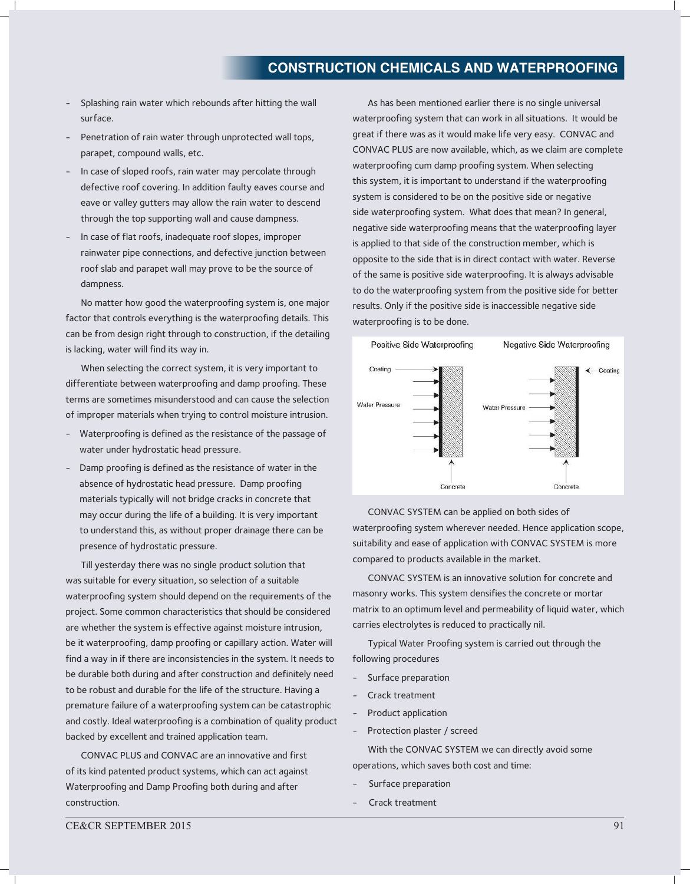- Splashing rain water which rebounds after hitting the wall surface.
- Penetration of rain water through unprotected wall tops, parapet, compound walls, etc.
- In case of sloped roofs, rain water may percolate through defective roof covering. In addition faulty eaves course and eave or valley gutters may allow the rain water to descend through the top supporting wall and cause dampness.
- In case of flat roofs, inadequate roof slopes, improper rainwater pipe connections, and defective junction between roof slab and parapet wall may prove to be the source of dampness.

No matter how good the waterproofing system is, one major factor that controls everything is the waterproofing details. This can be from design right through to construction, if the detailing is lacking, water will find its way in.

When selecting the correct system, it is very important to differentiate between waterproofing and damp proofing. These terms are sometimes misunderstood and can cause the selection of improper materials when trying to control moisture intrusion.

- Waterproofing is defined as the resistance of the passage of water under hydrostatic head pressure.
- Damp proofing is defined as the resistance of water in the absence of hydrostatic head pressure. Damp proofing materials typically will not bridge cracks in concrete that may occur during the life of a building. It is very important to understand this, as without proper drainage there can be presence of hydrostatic pressure.

Till yesterday there was no single product solution that was suitable for every situation, so selection of a suitable waterproofing system should depend on the requirements of the project. Some common characteristics that should be considered are whether the system is effective against moisture intrusion, be it waterproofing, damp proofing or capillary action. Water will find a way in if there are inconsistencies in the system. It needs to be durable both during and after construction and definitely need to be robust and durable for the life of the structure. Having a premature failure of a waterproofing system can be catastrophic and costly. Ideal waterproofing is a combination of quality product backed by excellent and trained application team.

CONVAC PLUS and CONVAC are an innovative and first of its kind patented product systems, which can act against Waterproofing and Damp Proofing both during and after construction.

As has been mentioned earlier there is no single universal waterproofing system that can work in all situations. It would be great if there was as it would make life very easy. CONVAC and CONVAC PLUS are now available, which, as we claim are complete waterproofing cum damp proofing system. When selecting this system, it is important to understand if the waterproofing system is considered to be on the positive side or negative side waterproofing system. What does that mean? In general, negative side waterproofing means that the waterproofing layer is applied to that side of the construction member, which is opposite to the side that is in direct contact with water. Reverse of the same is positive side waterproofing. It is always advisable to do the waterproofing system from the positive side for better results. Only if the positive side is inaccessible negative side waterproofing is to be done.

| Positive Side Waterproofing | Negative Side Waterproofing |
| --- | --- |
| Coating, Water Pressure, Concrete | Coating, Water Pressure, Concrete |

CONVAC SYSTEM can be applied on both sides of waterproofing system wherever needed. Hence application scope, suitability and ease of application with CONVAC SYSTEM is more compared to products available in the market.

CONVAC SYSTEM is an innovative solution for concrete and masonry works. This system densifies the concrete or mortar matrix to an optimum level and permeability of liquid water, which carries electrolytes is reduced to practically nil.

Typical Water Proofing system is carried out through the following procedures

- Surface preparation
- Crack treatment
- Product application
- Protection plaster / screed

With the CONVAC SYSTEM we can directly avoid some operations, which saves both cost and time:

- Surface preparation
- Crack treatment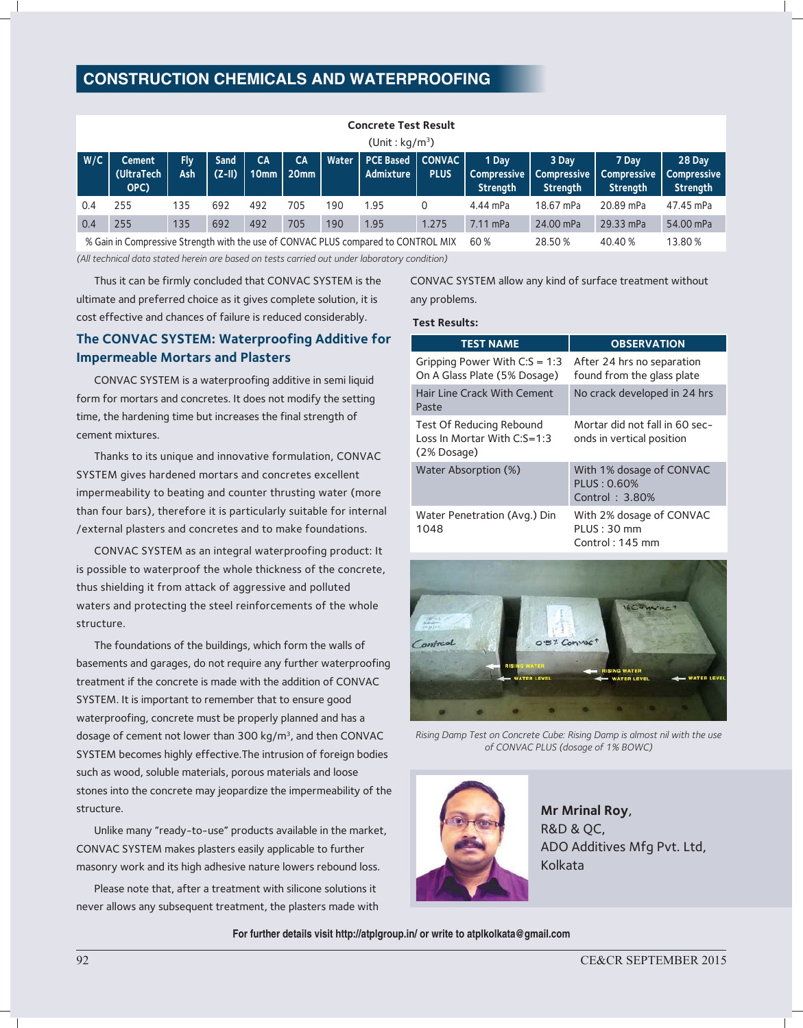## CONSTRUCTION CHEMICALS AND WATERPROOFING

**Concrete Test Result**

(Unit : kg/m$^3$)

| W/C | Cement (UltraTech OPC) | Fly Ash | Sand (Z-II) | CA 10mm | CA 20mm | Water | PCE Based Admixture | CONVAC PLUS | 1 Day Compressive Strength | 3 Day Compressive Strength | 7 Day Compressive Strength | 28 Day Compressive Strength |
|---|---|---|---|---|---|---|---|---|---|---|---|---|
| 0.4 | 255 | 135 | 692 | 492 | 705 | 190 | 1.95 | 0 | 4.44 mPa | 18.67 mPa | 20.89 mPa | 47.45 mPa |
| 0.4 | 255 | 135 | 692 | 492 | 705 | 190 | 1.95 | 1.275 | 7.11 mPa | 24.00 mPa | 29.33 mPa | 54.00 mPa |
| % Gain in Compressive Strength with the use of CONVAC PLUS compared to CONTROL MIX | | | | | | | | | 60 % | 28.50 % | 40.40 % | 13.80 % |

*(All technical data stated herein are based on tests carried out under laboratory condition)*

Thus it can be firmly concluded that CONVAC SYSTEM is the ultimate and preferred choice as it gives complete solution, it is cost effective and chances of failure is reduced considerably.

### The CONVAC SYSTEM: Waterproofing Additive for Impermeable Mortars and Plasters

CONVAC SYSTEM is a waterproofing additive in semi liquid form for mortars and concretes. It does not modify the setting time, the hardening time but increases the final strength of cement mixtures.

Thanks to its unique and innovative formulation, CONVAC SYSTEM gives hardened mortars and concretes excellent impermeability to beating and counter thrusting water (more than four bars), therefore it is particularly suitable for internal /external plasters and concretes and to make foundations.

CONVAC SYSTEM as an integral waterproofing product: It is possible to waterproof the whole thickness of the concrete, thus shielding it from attack of aggressive and polluted waters and protecting the steel reinforcements of the whole structure.

The foundations of the buildings, which form the walls of basements and garages, do not require any further waterproofing treatment if the concrete is made with the addition of CONVAC SYSTEM. It is important to remember that to ensure good waterproofing, concrete must be properly planned and has a dosage of cement not lower than 300 kg/m$^3$, and then CONVAC SYSTEM becomes highly effective.The intrusion of foreign bodies such as wood, soluble materials, porous materials and loose stones into the concrete may jeopardize the impermeability of the structure.

Unlike many "ready-to-use" products available in the market, CONVAC SYSTEM makes plasters easily applicable to further masonry work and its high adhesive nature lowers rebound loss.

Please note that, after a treatment with silicone solutions it never allows any subsequent treatment, the plasters made with CONVAC SYSTEM allow any kind of surface treatment without any problems.

**Test Results:**

| TEST NAME | OBSERVATION |
|---|---|
| Gripping Power With C:S = 1:3 On A Glass Plate (5% Dosage) | After 24 hrs no separation found from the glass plate |
| Hair Line Crack With Cement Paste | No crack developed in 24 hrs |
| Test Of Reducing Rebound Loss In Mortar With C:S=1:3 (2% Dosage) | Mortar did not fall in 60 seconds in vertical position |
| Water Absorption (%) | With 1% dosage of CONVAC PLUS : 0.60%<br>Control : 3.80% |
| Water Penetration (Avg.) Din 1048 | With 2% dosage of CONVAC PLUS : 30 mm<br>Control : 145 mm |

*Rising Damp Test on Concrete Cube: Rising Damp is almost nil with the use of CONVAC PLUS (dosage of 1% BOWC)*

**Mr Mrinal Roy**,
R&D & QC,
ADO Additives Mfg Pvt. Ltd,
Kolkata

**For further details visit http://atplgroup.in/ or write to atplkolkata@gmail.com**